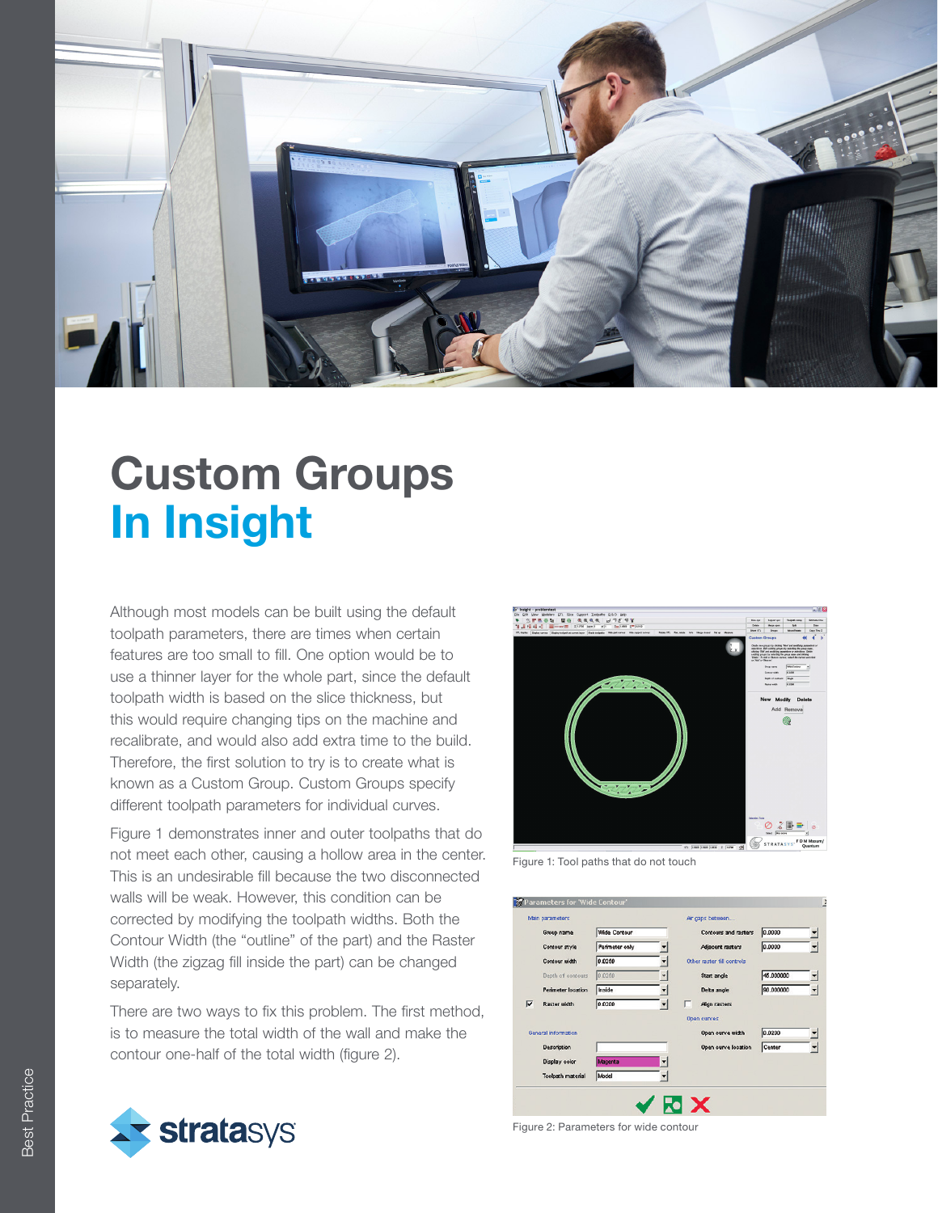# Custom Groups In Insight

Although most models can be built using the default toolpath parameters, there are times when certain features are too small to fill. One option would be to use a thinner layer for the whole part, since the default toolpath width is based on the slice thickness, but this would require changing tips on the machine and recalibrate, and would also add extra time to the build. Therefore, the first solution to try is to create what is known as a Custom Group. Custom Groups specify different toolpath parameters for individual curves.

Figure 1 demonstrates inner and outer toolpaths that do not meet each other, causing a hollow area in the center. This is an undesirable fill because the two disconnected walls will be weak. However, this condition can be corrected by modifying the toolpath widths. Both the Contour Width (the "outline" of the part) and the Raster Width (the zigzag fill inside the part) can be changed separately.

There are two ways to fix this problem. The first method, is to measure the total width of the wall and make the contour one-half of the total width (figure 2).

Figure 1: Tool paths that do not touch

Figure 2: Parameters for wide contour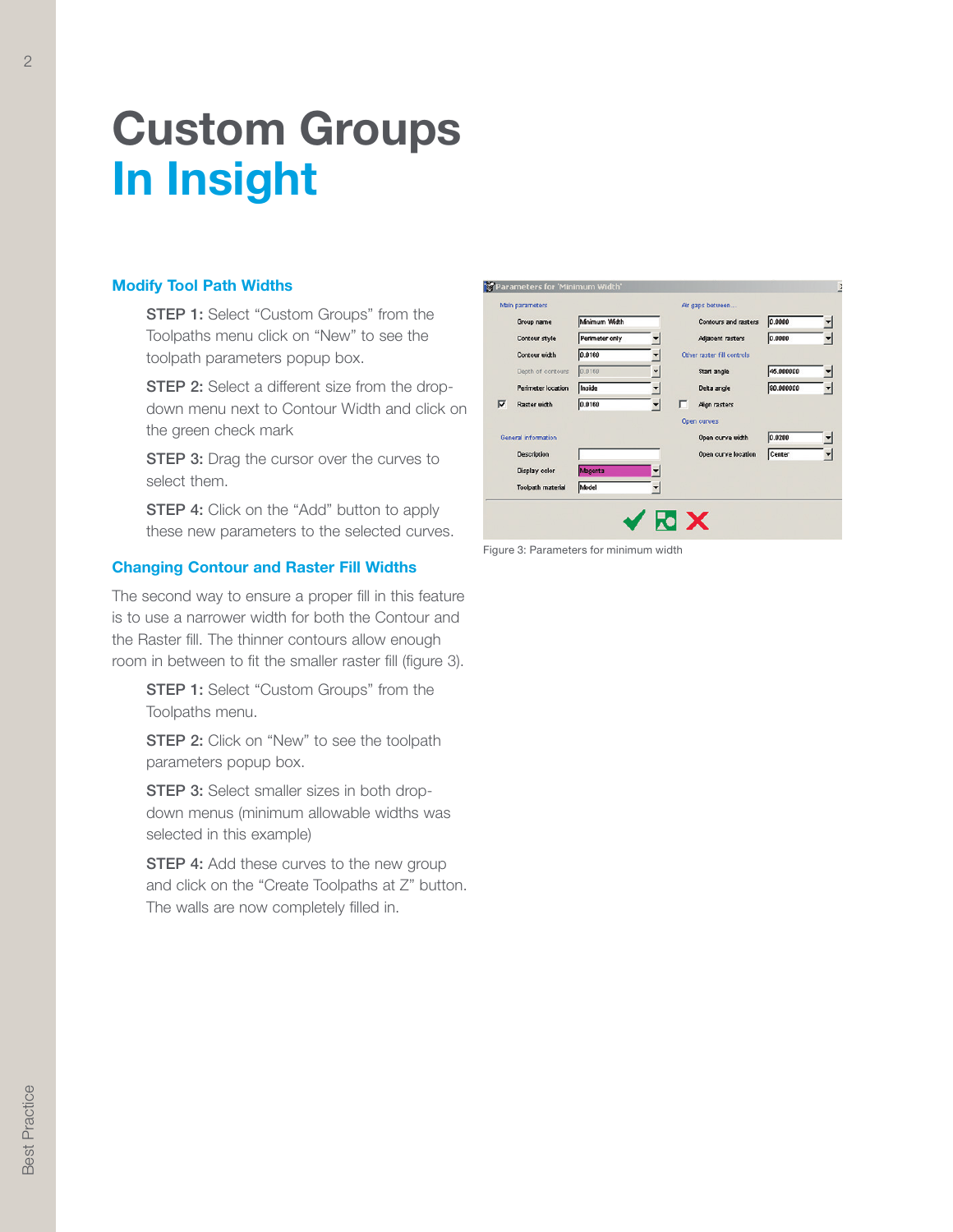# Custom Groups
# In Insight

### Modify Tool Path Widths

**STEP 1:** Select "Custom Groups" from the Toolpaths menu click on "New" to see the toolpath parameters popup box.

**STEP 2:** Select a different size from the drop-down menu next to Contour Width and click on the green check mark

**STEP 3:** Drag the cursor over the curves to select them.

**STEP 4:** Click on the "Add" button to apply these new parameters to the selected curves.

### Changing Contour and Raster Fill Widths

The second way to ensure a proper fill in this feature is to use a narrower width for both the Contour and the Raster fill. The thinner contours allow enough room in between to fit the smaller raster fill (figure 3).

**STEP 1:** Select "Custom Groups" from the Toolpaths menu.

**STEP 2:** Click on "New" to see the toolpath parameters popup box.

**STEP 3:** Select smaller sizes in both drop-down menus (minimum allowable widths was selected in this example)

**STEP 4:** Add these curves to the new group and click on the "Create Toolpaths at Z" button. The walls are now completely filled in.

Figure 3: Parameters for minimum width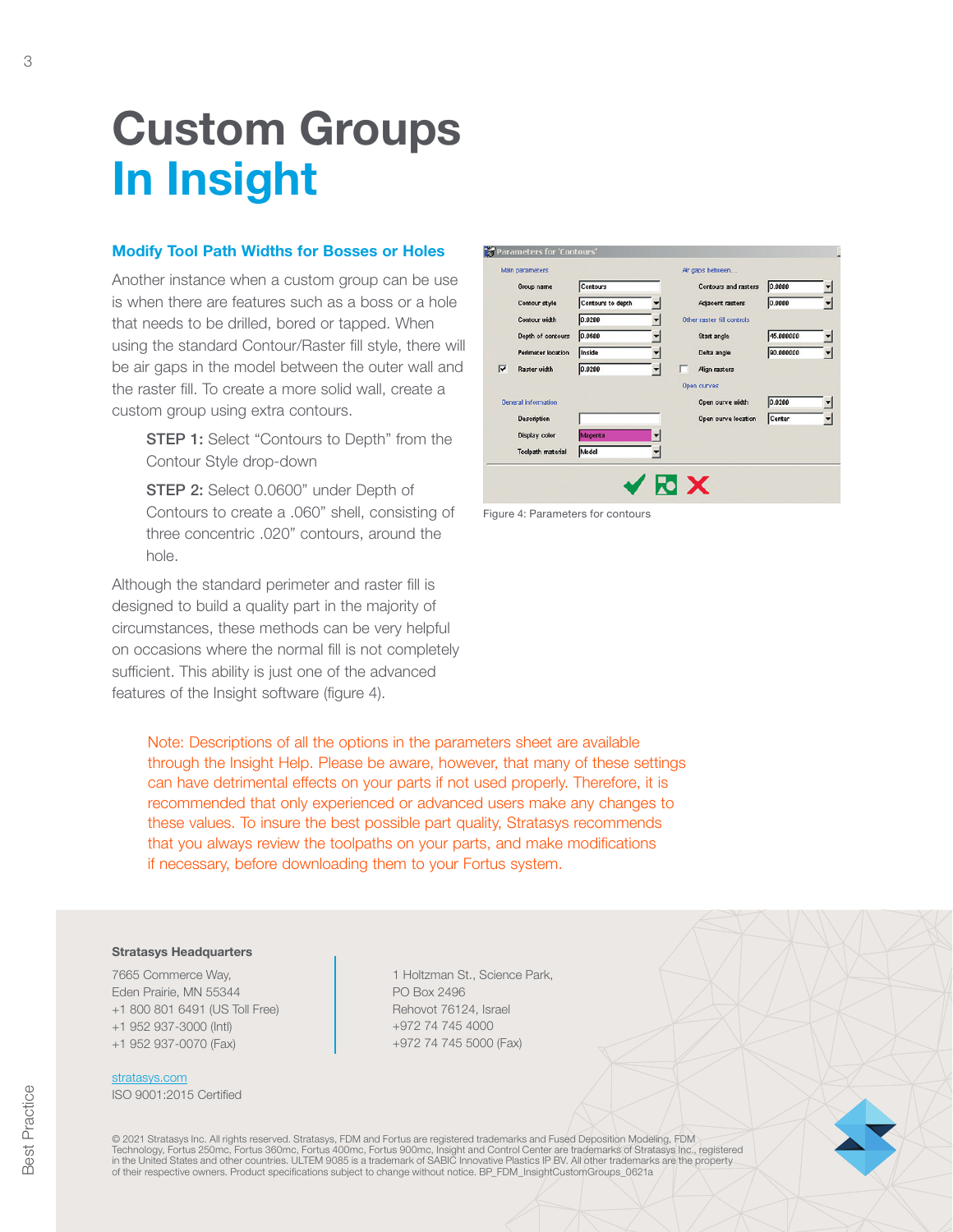# Custom Groups In Insight

### Modify Tool Path Widths for Bosses or Holes

Another instance when a custom group can be use is when there are features such as a boss or a hole that needs to be drilled, bored or tapped. When using the standard Contour/Raster fill style, there will be air gaps in the model between the outer wall and the raster fill. To create a more solid wall, create a custom group using extra contours.

**STEP 1:** Select "Contours to Depth" from the Contour Style drop-down

**STEP 2:** Select 0.0600" under Depth of Contours to create a .060" shell, consisting of three concentric .020" contours, around the hole.

Although the standard perimeter and raster fill is designed to build a quality part in the majority of circumstances, these methods can be very helpful on occasions where the normal fill is not completely sufficient. This ability is just one of the advanced features of the Insight software (figure 4).

Parameters for 'Contours'

Main parameters
Group name: Contours
Contour style: Contours to depth
Contour width: 0.0200
Depth of contours: 0.0600
Perimeter location: Inside
Raster width: 0.0200

Air gaps between...
Contours and rasters: 0.0000
Adjacent rasters: 0.0000

Other raster fill controls
Start angle: 45.000000
Delta angle: 90.000000
Align rasters

Open curves
Open curve width: 0.0200
Open curve location: Center

General information
Description:
Display color: Magenta
Toolpath material: Model

Figure 4: Parameters for contours

Note: Descriptions of all the options in the parameters sheet are available through the Insight Help. Please be aware, however, that many of these settings can have detrimental effects on your parts if not used properly. Therefore, it is recommended that only experienced or advanced users make any changes to these values. To insure the best possible part quality, Stratasys recommends that you always review the toolpaths on your parts, and make modifications if necessary, before downloading them to your Fortus system.

**Stratasys Headquarters**

7665 Commerce Way,
Eden Prairie, MN 55344
+1 800 801 6491 (US Toll Free)
+1 952 937-3000 (Intl)
+1 952 937-0070 (Fax)

1 Holtzman St., Science Park,
PO Box 2496
Rehovot 76124, Israel
+972 74 745 4000
+972 74 745 5000 (Fax)

stratasys.com
ISO 9001:2015 Certified

© 2021 Stratasys Inc. All rights reserved. Stratasys, FDM and Fortus are registered trademarks and Fused Deposition Modeling, FDM Technology, Fortus 250mc, Fortus 360mc, Fortus 400mc, Fortus 900mc, Insight and Control Center are trademarks of Stratasys Inc., registered in the United States and other countries. ULTEM 9085 is a trademark of SABIC Innovative Plastics IP BV. All other trademarks are the property of their respective owners. Product specifications subject to change without notice. BP_FDM_InsightCustomGroups_0621a